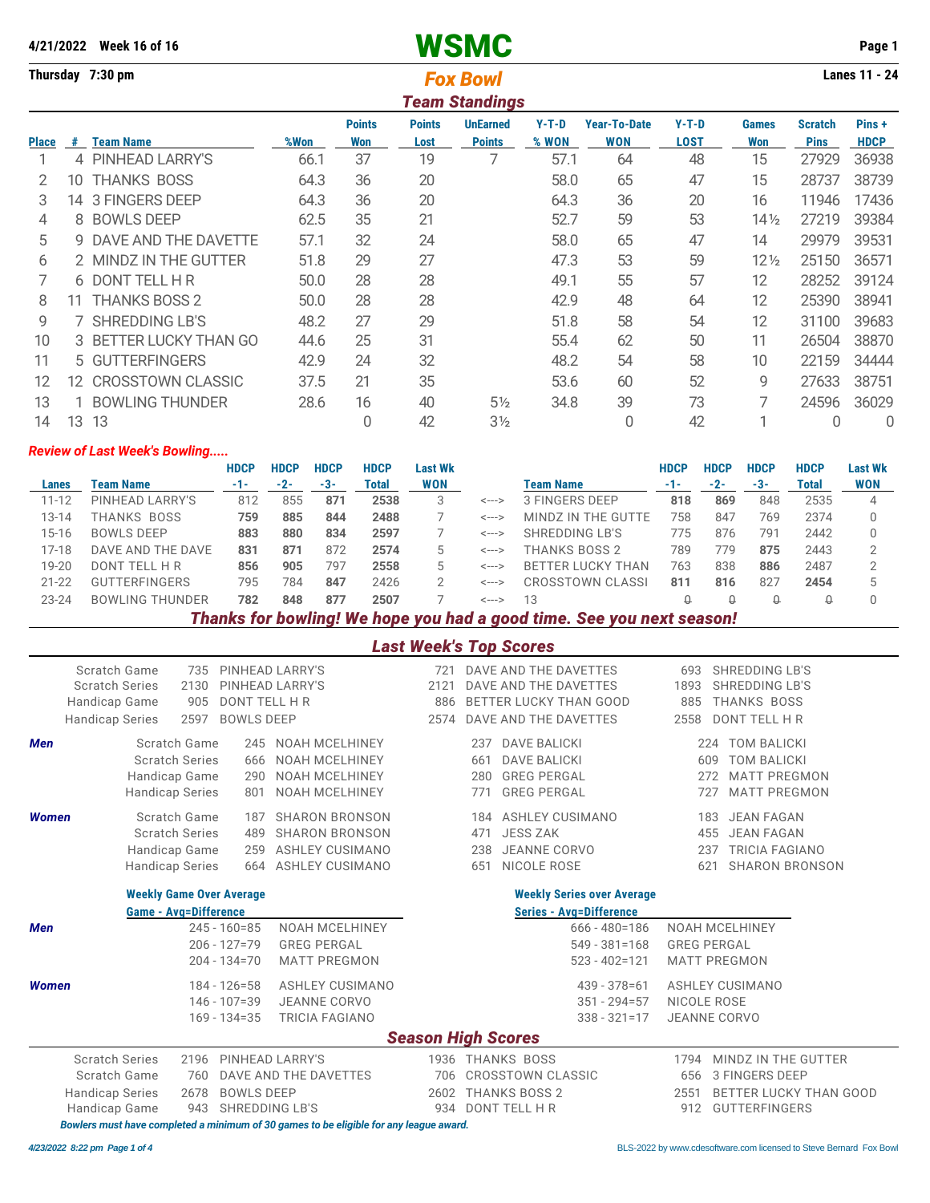4/21/2022 Week 16 of 16

# WSMC

Thursday 7:30 pm

## Fox Bowl

Lanes 11 - 24

### Team Standings

| Place | # | Team Name | %Won | Points Won | Points Lost | UnEarned Points | Y-T-D % WON | Year-To-Date WON | Y-T-D LOST | Games Won | Scratch Pins | Pins + HDCP |
|---|---|---|---|---|---|---|---|---|---|---|---|---|
| 1 | 4 | PINHEAD LARRY'S | 66.1 | 37 | 19 | 7 | 57.1 | 64 | 48 | 15 | 27929 | 36938 |
| 2 | 10 | THANKS BOSS | 64.3 | 36 | 20 | | 58.0 | 65 | 47 | 15 | 28737 | 38739 |
| 3 | 14 | 3 FINGERS DEEP | 64.3 | 36 | 20 | | 64.3 | 36 | 20 | 16 | 11946 | 17436 |
| 4 | 8 | BOWLS DEEP | 62.5 | 35 | 21 | | 52.7 | 59 | 53 | 14½ | 27219 | 39384 |
| 5 | 9 | DAVE AND THE DAVETTE | 57.1 | 32 | 24 | | 58.0 | 65 | 47 | 14 | 29979 | 39531 |
| 6 | 2 | MINDZ IN THE GUTTER | 51.8 | 29 | 27 | | 47.3 | 53 | 59 | 12½ | 25150 | 36571 |
| 7 | 6 | DONT TELL H R | 50.0 | 28 | 28 | | 49.1 | 55 | 57 | 12 | 28252 | 39124 |
| 8 | 11 | THANKS BOSS 2 | 50.0 | 28 | 28 | | 42.9 | 48 | 64 | 12 | 25390 | 38941 |
| 9 | 7 | SHREDDING LB'S | 48.2 | 27 | 29 | | 51.8 | 58 | 54 | 12 | 31100 | 39683 |
| 10 | 3 | BETTER LUCKY THAN GO | 44.6 | 25 | 31 | | 55.4 | 62 | 50 | 11 | 26504 | 38870 |
| 11 | 5 | GUTTERFINGERS | 42.9 | 24 | 32 | | 48.2 | 54 | 58 | 10 | 22159 | 34444 |
| 12 | 12 | CROSSTOWN CLASSIC | 37.5 | 21 | 35 | | 53.6 | 60 | 52 | 9 | 27633 | 38751 |
| 13 | 1 | BOWLING THUNDER | 28.6 | 16 | 40 | 5½ | 34.8 | 39 | 73 | 7 | 24596 | 36029 |
| 14 | 13 | 13 | | 0 | 42 | 3½ | | 0 | 42 | 1 | 0 | 0 |

*Review of Last Week's Bowling.....*

| Lanes | Team Name | HDCP -1- | HDCP -2- | HDCP -3- | HDCP Total | Last Wk WON | | Team Name | HDCP -1- | HDCP -2- | HDCP -3- | HDCP Total | Last Wk WON |
|---|---|---|---|---|---|---|---|---|---|---|---|---|---|
| 11-12 | PINHEAD LARRY'S | 812 | 855 | **871** | **2538** | 3 | <---> | 3 FINGERS DEEP | **818** | **869** | 848 | 2535 | 4 |
| 13-14 | THANKS BOSS | **759** | **885** | **844** | **2488** | 7 | <---> | MINDZ IN THE GUTTE | 758 | 847 | 769 | 2374 | 0 |
| 15-16 | BOWLS DEEP | **883** | **880** | **834** | **2597** | 7 | <---> | SHREDDING LB'S | 775 | 876 | 791 | 2442 | 0 |
| 17-18 | DAVE AND THE DAVE | **831** | **871** | 872 | **2574** | 5 | <---> | THANKS BOSS 2 | 789 | 779 | **875** | 2443 | 2 |
| 19-20 | DONT TELL H R | **856** | **905** | 797 | **2558** | 5 | <---> | BETTER LUCKY THAN | 763 | 838 | **886** | 2487 | 2 |
| 21-22 | GUTTERFINGERS | 795 | 784 | **847** | 2426 | 2 | <---> | CROSSTOWN CLASSI | **811** | **816** | 827 | **2454** | 5 |
| 23-24 | BOWLING THUNDER | **782** | **848** | **877** | **2507** | 7 | <---> | 13 | 0 | 0 | 0 | 0 | 0 |

***Thanks for bowling! We hope you had a good time. See you next season!***

### Last Week's Top Scores

| | | | | | | |
|---|---|---|---|---|---|---|
| Scratch Game | 735 | PINHEAD LARRY'S | 721 | DAVE AND THE DAVETTES | 693 | SHREDDING LB'S |
| Scratch Series | 2130 | PINHEAD LARRY'S | 2121 | DAVE AND THE DAVETTES | 1893 | SHREDDING LB'S |
| Handicap Game | 905 | DONT TELL H R | 886 | BETTER LUCKY THAN GOOD | 885 | THANKS BOSS |
| Handicap Series | 2597 | BOWLS DEEP | 2574 | DAVE AND THE DAVETTES | 2558 | DONT TELL H R |

***Men***

| | | | | | | |
|---|---|---|---|---|---|---|
| Scratch Game | 245 | NOAH MCELHINEY | 237 | DAVE BALICKI | 224 | TOM BALICKI |
| Scratch Series | 666 | NOAH MCELHINEY | 661 | DAVE BALICKI | 609 | TOM BALICKI |
| Handicap Game | 290 | NOAH MCELHINEY | 280 | GREG PERGAL | 272 | MATT PREGMON |
| Handicap Series | 801 | NOAH MCELHINEY | 771 | GREG PERGAL | 727 | MATT PREGMON |

***Women***

| | | | | | | |
|---|---|---|---|---|---|---|
| Scratch Game | 187 | SHARON BRONSON | 184 | ASHLEY CUSIMANO | 183 | JEAN FAGAN |
| Scratch Series | 489 | SHARON BRONSON | 471 | JESS ZAK | 455 | JEAN FAGAN |
| Handicap Game | 259 | ASHLEY CUSIMANO | 238 | JEANNE CORVO | 237 | TRICIA FAGIANO |
| Handicap Series | 664 | ASHLEY CUSIMANO | 651 | NICOLE ROSE | 621 | SHARON BRONSON |

| | Weekly Game Over Average (Game - Avg=Difference) | | Weekly Series over Average (Series - Avg=Difference) | |
|---|---|---|---|---|
| ***Men*** | 245 - 160=85 | NOAH MCELHINEY | 666 - 480=186 | NOAH MCELHINEY |
| | 206 - 127=79 | GREG PERGAL | 549 - 381=168 | GREG PERGAL |
| | 204 - 134=70 | MATT PREGMON | 523 - 402=121 | MATT PREGMON |
| ***Women*** | 184 - 126=58 | ASHLEY CUSIMANO | 439 - 378=61 | ASHLEY CUSIMANO |
| | 146 - 107=39 | JEANNE CORVO | 351 - 294=57 | NICOLE ROSE |
| | 169 - 134=35 | TRICIA FAGIANO | 338 - 321=17 | JEANNE CORVO |

### Season High Scores

| | | | | | | |
|---|---|---|---|---|---|---|
| Scratch Series | 2196 | PINHEAD LARRY'S | 1936 | THANKS BOSS | 1794 | MINDZ IN THE GUTTER |
| Scratch Game | 760 | DAVE AND THE DAVETTES | 706 | CROSSTOWN CLASSIC | 656 | 3 FINGERS DEEP |
| Handicap Series | 2678 | BOWLS DEEP | 2602 | THANKS BOSS 2 | 2551 | BETTER LUCKY THAN GOOD |
| Handicap Game | 943 | SHREDDING LB'S | 934 | DONT TELL H R | 912 | GUTTERFINGERS |

***Bowlers must have completed a minimum of 30 games to be eligible for any league award.***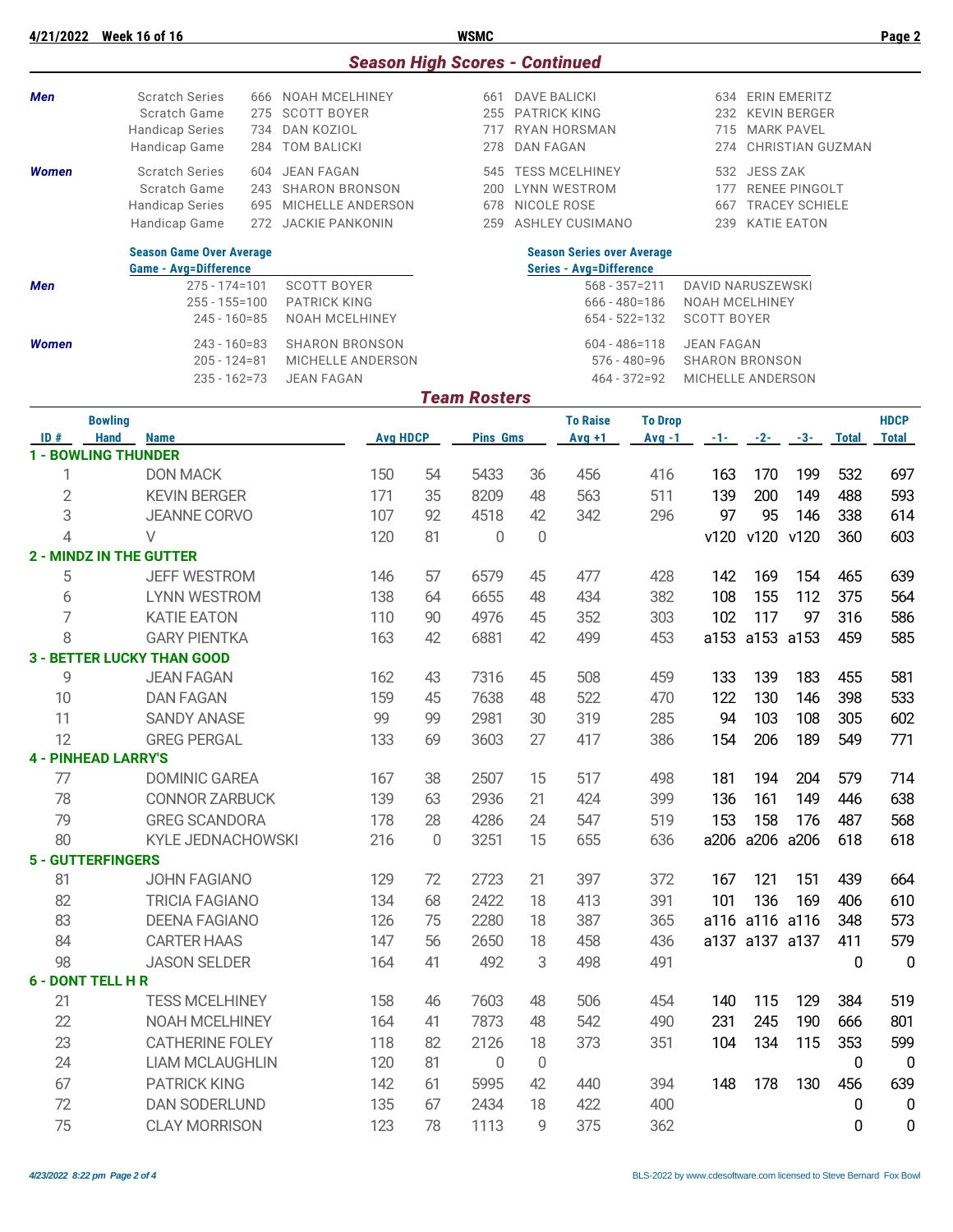## Season High Scores - Continued

| | | 1st | | 2nd | | 3rd | |
|---|---|---|---|---|---|---|---|
| **Men** | Scratch Series | 666 | NOAH MCELHINEY | 661 | DAVE BALICKI | 634 | ERIN EMERITZ |
| | Scratch Game | 275 | SCOTT BOYER | 255 | PATRICK KING | 232 | KEVIN BERGER |
| | Handicap Series | 734 | DAN KOZIOL | 717 | RYAN HORSMAN | 715 | MARK PAVEL |
| | Handicap Game | 284 | TOM BALICKI | 278 | DAN FAGAN | 274 | CHRISTIAN GUZMAN |
| **Women** | Scratch Series | 604 | JEAN FAGAN | 545 | TESS MCELHINEY | 532 | JESS ZAK |
| | Scratch Game | 243 | SHARON BRONSON | 200 | LYNN WESTROM | 177 | RENEE PINGOLT |
| | Handicap Series | 695 | MICHELLE ANDERSON | 678 | NICOLE ROSE | 667 | TRACEY SCHIELE |
| | Handicap Game | 272 | JACKIE PANKONIN | 259 | ASHLEY CUSIMANO | 239 | KATIE EATON |

| | Season Game Over Average<br>Game - Avg=Difference | | Season Series over Average<br>Series - Avg=Difference | |
|---|---|---|---|---|
| **Men** | 275 - 174=101 | SCOTT BOYER | 568 - 357=211 | DAVID NARUSZEWSKI |
| | 255 - 155=100 | PATRICK KING | 666 - 480=186 | NOAH MCELHINEY |
| | 245 - 160=85 | NOAH MCELHINEY | 654 - 522=132 | SCOTT BOYER |
| **Women** | 243 - 160=83 | SHARON BRONSON | 604 - 486=118 | JEAN FAGAN |
| | 205 - 124=81 | MICHELLE ANDERSON | 576 - 480=96 | SHARON BRONSON |
| | 235 - 162=73 | JEAN FAGAN | 464 - 372=92 | MICHELLE ANDERSON |

## Team Rosters

| ID # | Bowling Hand | Name | Avg | HDCP | Pins | Gms | To Raise Avg +1 | To Drop Avg -1 | -1- | -2- | -3- | Total | HDCP Total |
|---|---|---|---|---|---|---|---|---|---|---|---|---|---|
| **1 - BOWLING THUNDER** | | | | | | | | | | | | | |
| 1 | | DON MACK | 150 | 54 | 5433 | 36 | 456 | 416 | 163 | 170 | 199 | 532 | 697 |
| 2 | | KEVIN BERGER | 171 | 35 | 8209 | 48 | 563 | 511 | 139 | 200 | 149 | 488 | 593 |
| 3 | | JEANNE CORVO | 107 | 92 | 4518 | 42 | 342 | 296 | 97 | 95 | 146 | 338 | 614 |
| 4 | | V | 120 | 81 | 0 | 0 | | | v120 | v120 | v120 | 360 | 603 |
| **2 - MINDZ IN THE GUTTER** | | | | | | | | | | | | | |
| 5 | | JEFF WESTROM | 146 | 57 | 6579 | 45 | 477 | 428 | 142 | 169 | 154 | 465 | 639 |
| 6 | | LYNN WESTROM | 138 | 64 | 6655 | 48 | 434 | 382 | 108 | 155 | 112 | 375 | 564 |
| 7 | | KATIE EATON | 110 | 90 | 4976 | 45 | 352 | 303 | 102 | 117 | 97 | 316 | 586 |
| 8 | | GARY PIENTKA | 163 | 42 | 6881 | 42 | 499 | 453 | a153 | a153 | a153 | 459 | 585 |
| **3 - BETTER LUCKY THAN GOOD** | | | | | | | | | | | | | |
| 9 | | JEAN FAGAN | 162 | 43 | 7316 | 45 | 508 | 459 | 133 | 139 | 183 | 455 | 581 |
| 10 | | DAN FAGAN | 159 | 45 | 7638 | 48 | 522 | 470 | 122 | 130 | 146 | 398 | 533 |
| 11 | | SANDY ANASE | 99 | 99 | 2981 | 30 | 319 | 285 | 94 | 103 | 108 | 305 | 602 |
| 12 | | GREG PERGAL | 133 | 69 | 3603 | 27 | 417 | 386 | 154 | 206 | 189 | 549 | 771 |
| **4 - PINHEAD LARRY'S** | | | | | | | | | | | | | |
| 77 | | DOMINIC GAREA | 167 | 38 | 2507 | 15 | 517 | 498 | 181 | 194 | 204 | 579 | 714 |
| 78 | | CONNOR ZARBUCK | 139 | 63 | 2936 | 21 | 424 | 399 | 136 | 161 | 149 | 446 | 638 |
| 79 | | GREG SCANDORA | 178 | 28 | 4286 | 24 | 547 | 519 | 153 | 158 | 176 | 487 | 568 |
| 80 | | KYLE JEDNACHOWSKI | 216 | 0 | 3251 | 15 | 655 | 636 | a206 | a206 | a206 | 618 | 618 |
| **5 - GUTTERFINGERS** | | | | | | | | | | | | | |
| 81 | | JOHN FAGIANO | 129 | 72 | 2723 | 21 | 397 | 372 | 167 | 121 | 151 | 439 | 664 |
| 82 | | TRICIA FAGIANO | 134 | 68 | 2422 | 18 | 413 | 391 | 101 | 136 | 169 | 406 | 610 |
| 83 | | DEENA FAGIANO | 126 | 75 | 2280 | 18 | 387 | 365 | a116 | a116 | a116 | 348 | 573 |
| 84 | | CARTER HAAS | 147 | 56 | 2650 | 18 | 458 | 436 | a137 | a137 | a137 | 411 | 579 |
| 98 | | JASON SELDER | 164 | 41 | 492 | 3 | 498 | 491 | | | | 0 | 0 |
| **6 - DONT TELL H R** | | | | | | | | | | | | | |
| 21 | | TESS MCELHINEY | 158 | 46 | 7603 | 48 | 506 | 454 | 140 | 115 | 129 | 384 | 519 |
| 22 | | NOAH MCELHINEY | 164 | 41 | 7873 | 48 | 542 | 490 | 231 | 245 | 190 | 666 | 801 |
| 23 | | CATHERINE FOLEY | 118 | 82 | 2126 | 18 | 373 | 351 | 104 | 134 | 115 | 353 | 599 |
| 24 | | LIAM MCLAUGHLIN | 120 | 81 | 0 | 0 | | | | | | 0 | 0 |
| 67 | | PATRICK KING | 142 | 61 | 5995 | 42 | 440 | 394 | 148 | 178 | 130 | 456 | 639 |
| 72 | | DAN SODERLUND | 135 | 67 | 2434 | 18 | 422 | 400 | | | | 0 | 0 |
| 75 | | CLAY MORRISON | 123 | 78 | 1113 | 9 | 375 | 362 | | | | 0 | 0 |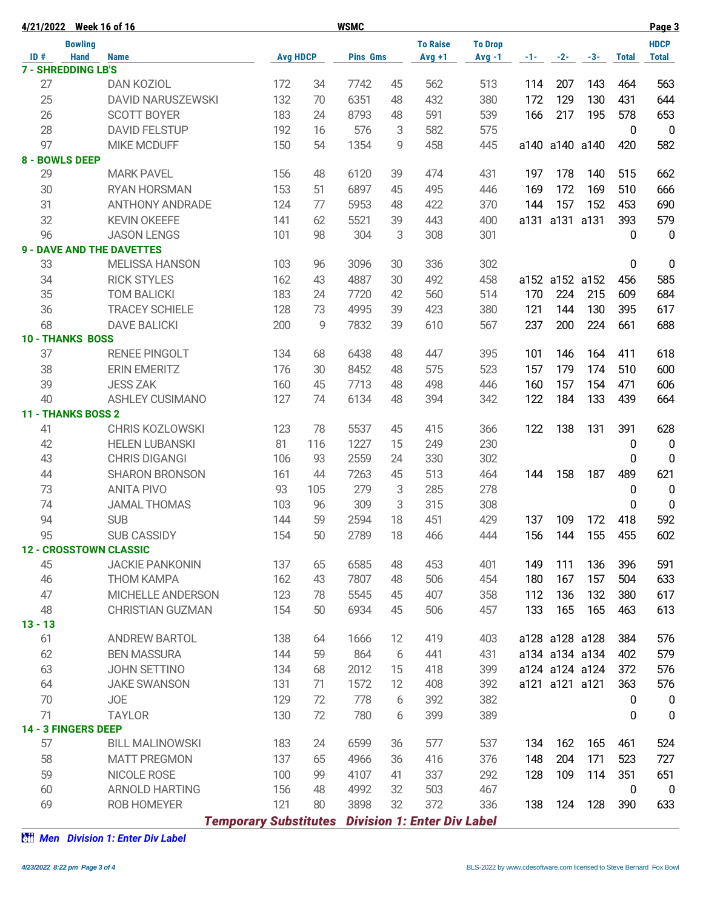| ID # | Bowling Hand | Name | Avg | HDCP | Pins | Gms | To Raise Avg +1 | To Drop Avg -1 | -1- | -2- | -3- | Total | HDCP Total |
|---|---|---|---|---|---|---|---|---|---|---|---|---|---|
| **7 - SHREDDING LB'S** | | | | | | | | | | | | | |
| 27 | | DAN KOZIOL | 172 | 34 | 7742 | 45 | 562 | 513 | 114 | 207 | 143 | 464 | 563 |
| 25 | | DAVID NARUSZEWSKI | 132 | 70 | 6351 | 48 | 432 | 380 | 172 | 129 | 130 | 431 | 644 |
| 26 | | SCOTT BOYER | 183 | 24 | 8793 | 48 | 591 | 539 | 166 | 217 | 195 | 578 | 653 |
| 28 | | DAVID FELSTUP | 192 | 16 | 576 | 3 | 582 | 575 | | | | 0 | 0 |
| 97 | | MIKE MCDUFF | 150 | 54 | 1354 | 9 | 458 | 445 | a140 | a140 | a140 | 420 | 582 |
| **8 - BOWLS DEEP** | | | | | | | | | | | | | |
| 29 | | MARK PAVEL | 156 | 48 | 6120 | 39 | 474 | 431 | 197 | 178 | 140 | 515 | 662 |
| 30 | | RYAN HORSMAN | 153 | 51 | 6897 | 45 | 495 | 446 | 169 | 172 | 169 | 510 | 666 |
| 31 | | ANTHONY ANDRADE | 124 | 77 | 5953 | 48 | 422 | 370 | 144 | 157 | 152 | 453 | 690 |
| 32 | | KEVIN OKEEFE | 141 | 62 | 5521 | 39 | 443 | 400 | a131 | a131 | a131 | 393 | 579 |
| 96 | | JASON LENGS | 101 | 98 | 304 | 3 | 308 | 301 | | | | 0 | 0 |
| **9 - DAVE AND THE DAVETTES** | | | | | | | | | | | | | |
| 33 | | MELISSA HANSON | 103 | 96 | 3096 | 30 | 336 | 302 | | | | 0 | 0 |
| 34 | | RICK STYLES | 162 | 43 | 4887 | 30 | 492 | 458 | a152 | a152 | a152 | 456 | 585 |
| 35 | | TOM BALICKI | 183 | 24 | 7720 | 42 | 560 | 514 | 170 | 224 | 215 | 609 | 684 |
| 36 | | TRACEY SCHIELE | 128 | 73 | 4995 | 39 | 423 | 380 | 121 | 144 | 130 | 395 | 617 |
| 68 | | DAVE BALICKI | 200 | 9 | 7832 | 39 | 610 | 567 | 237 | 200 | 224 | 661 | 688 |
| **10 - THANKS BOSS** | | | | | | | | | | | | | |
| 37 | | RENEE PINGOLT | 134 | 68 | 6438 | 48 | 447 | 395 | 101 | 146 | 164 | 411 | 618 |
| 38 | | ERIN EMERITZ | 176 | 30 | 8452 | 48 | 575 | 523 | 157 | 179 | 174 | 510 | 600 |
| 39 | | JESS ZAK | 160 | 45 | 7713 | 48 | 498 | 446 | 160 | 157 | 154 | 471 | 606 |
| 40 | | ASHLEY CUSIMANO | 127 | 74 | 6134 | 48 | 394 | 342 | 122 | 184 | 133 | 439 | 664 |
| **11 - THANKS BOSS 2** | | | | | | | | | | | | | |
| 41 | | CHRIS KOZLOWSKI | 123 | 78 | 5537 | 45 | 415 | 366 | 122 | 138 | 131 | 391 | 628 |
| 42 | | HELEN LUBANSKI | 81 | 116 | 1227 | 15 | 249 | 230 | | | | 0 | 0 |
| 43 | | CHRIS DIGANGI | 106 | 93 | 2559 | 24 | 330 | 302 | | | | 0 | 0 |
| 44 | | SHARON BRONSON | 161 | 44 | 7263 | 45 | 513 | 464 | 144 | 158 | 187 | 489 | 621 |
| 73 | | ANITA PIVO | 93 | 105 | 279 | 3 | 285 | 278 | | | | 0 | 0 |
| 74 | | JAMAL THOMAS | 103 | 96 | 309 | 3 | 315 | 308 | | | | 0 | 0 |
| 94 | | SUB | 144 | 59 | 2594 | 18 | 451 | 429 | 137 | 109 | 172 | 418 | 592 |
| 95 | | SUB CASSIDY | 154 | 50 | 2789 | 18 | 466 | 444 | 156 | 144 | 155 | 455 | 602 |
| **12 - CROSSTOWN CLASSIC** | | | | | | | | | | | | | |
| 45 | | JACKIE PANKONIN | 137 | 65 | 6585 | 48 | 453 | 401 | 149 | 111 | 136 | 396 | 591 |
| 46 | | THOM KAMPA | 162 | 43 | 7807 | 48 | 506 | 454 | 180 | 167 | 157 | 504 | 633 |
| 47 | | MICHELLE ANDERSON | 123 | 78 | 5545 | 45 | 407 | 358 | 112 | 136 | 132 | 380 | 617 |
| 48 | | CHRISTIAN GUZMAN | 154 | 50 | 6934 | 45 | 506 | 457 | 133 | 165 | 165 | 463 | 613 |
| **13 - 13** | | | | | | | | | | | | | |
| 61 | | ANDREW BARTOL | 138 | 64 | 1666 | 12 | 419 | 403 | a128 | a128 | a128 | 384 | 576 |
| 62 | | BEN MASSURA | 144 | 59 | 864 | 6 | 441 | 431 | a134 | a134 | a134 | 402 | 579 |
| 63 | | JOHN SETTINO | 134 | 68 | 2012 | 15 | 418 | 399 | a124 | a124 | a124 | 372 | 576 |
| 64 | | JAKE SWANSON | 131 | 71 | 1572 | 12 | 408 | 392 | a121 | a121 | a121 | 363 | 576 |
| 70 | | JOE | 129 | 72 | 778 | 6 | 392 | 382 | | | | 0 | 0 |
| 71 | | TAYLOR | 130 | 72 | 780 | 6 | 399 | 389 | | | | 0 | 0 |
| **14 - 3 FINGERS DEEP** | | | | | | | | | | | | | |
| 57 | | BILL MALINOWSKI | 183 | 24 | 6599 | 36 | 577 | 537 | 134 | 162 | 165 | 461 | 524 |
| 58 | | MATT PREGMON | 137 | 65 | 4966 | 36 | 416 | 376 | 148 | 204 | 171 | 523 | 727 |
| 59 | | NICOLE ROSE | 100 | 99 | 4107 | 41 | 337 | 292 | 128 | 109 | 114 | 351 | 651 |
| 60 | | ARNOLD HARTING | 156 | 48 | 4992 | 32 | 503 | 467 | | | | 0 | 0 |
| 69 | | ROB HOMEYER | 121 | 80 | 3898 | 32 | 372 | 336 | 138 | 124 | 128 | 390 | 633 |

***Temporary Substitutes Division 1: Enter Div Label***

*Men Division 1: Enter Div Label*

*4/23/2022 8:22 pm*

BLS-2022 by www.cdesoftware.com licensed to Steve Bernard Fox Bowl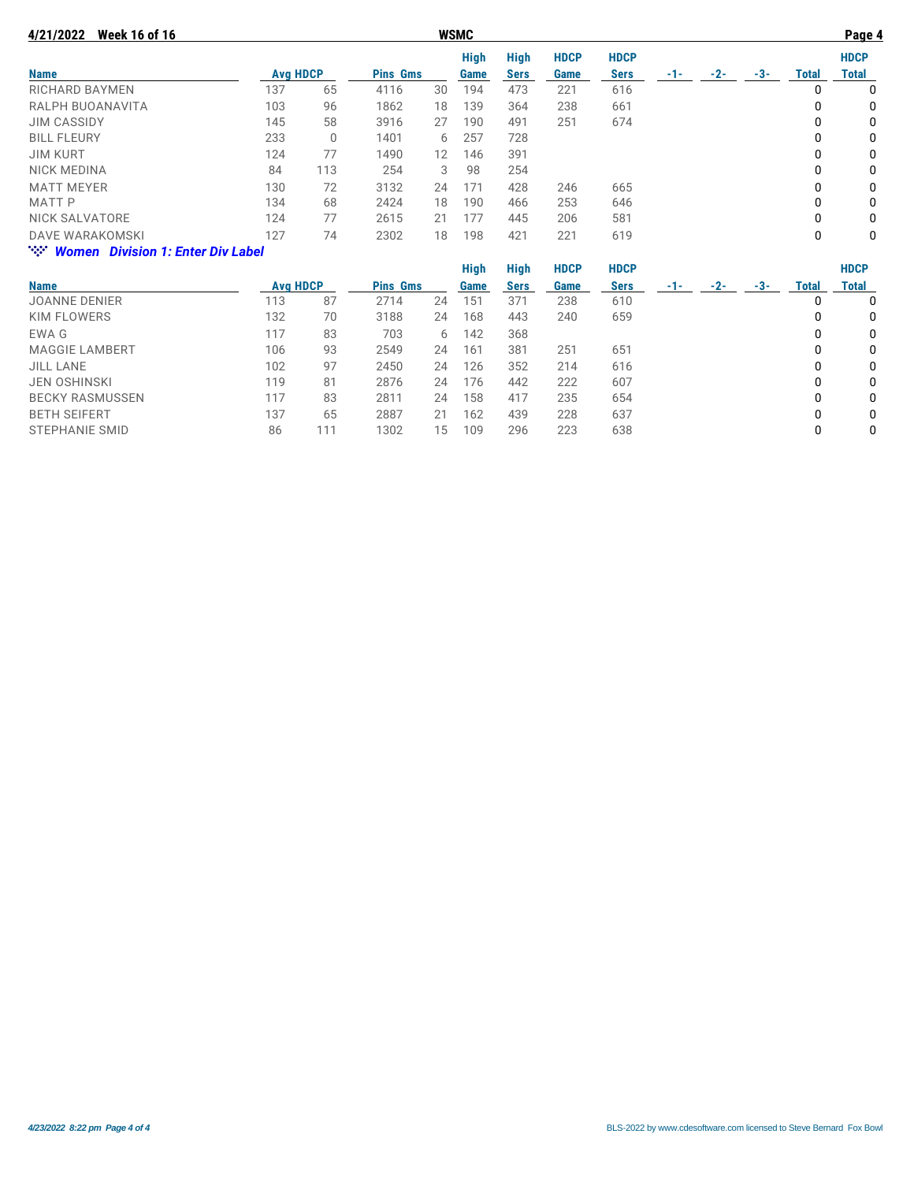| Name | Avg | HDCP | Pins | Gms | High Game | High Sers | HDCP Game | HDCP Sers | -1- | -2- | -3- | Total | HDCP Total |
|---|---|---|---|---|---|---|---|---|---|---|---|---|---|
| RICHARD BAYMEN | 137 | 65 | 4116 | 30 | 194 | 473 | 221 | 616 | | | | 0 | 0 |
| RALPH BUOANAVITA | 103 | 96 | 1862 | 18 | 139 | 364 | 238 | 661 | | | | 0 | 0 |
| JIM CASSIDY | 145 | 58 | 3916 | 27 | 190 | 491 | 251 | 674 | | | | 0 | 0 |
| BILL FLEURY | 233 | 0 | 1401 | 6 | 257 | 728 | | | | | | 0 | 0 |
| JIM KURT | 124 | 77 | 1490 | 12 | 146 | 391 | | | | | | 0 | 0 |
| NICK MEDINA | 84 | 113 | 254 | 3 | 98 | 254 | | | | | | 0 | 0 |
| MATT MEYER | 130 | 72 | 3132 | 24 | 171 | 428 | 246 | 665 | | | | 0 | 0 |
| MATT P | 134 | 68 | 2424 | 18 | 190 | 466 | 253 | 646 | | | | 0 | 0 |
| NICK SALVATORE | 124 | 77 | 2615 | 21 | 177 | 445 | 206 | 581 | | | | 0 | 0 |
| DAVE WARAKOMSKI | 127 | 74 | 2302 | 18 | 198 | 421 | 221 | 619 | | | | 0 | 0 |

### *Women Division 1: Enter Div Label*

| Name | Avg | HDCP | Pins | Gms | High Game | High Sers | HDCP Game | HDCP Sers | -1- | -2- | -3- | Total | HDCP Total |
|---|---|---|---|---|---|---|---|---|---|---|---|---|---|
| JOANNE DENIER | 113 | 87 | 2714 | 24 | 151 | 371 | 238 | 610 | | | | 0 | 0 |
| KIM FLOWERS | 132 | 70 | 3188 | 24 | 168 | 443 | 240 | 659 | | | | 0 | 0 |
| EWA G | 117 | 83 | 703 | 6 | 142 | 368 | | | | | | 0 | 0 |
| MAGGIE LAMBERT | 106 | 93 | 2549 | 24 | 161 | 381 | 251 | 651 | | | | 0 | 0 |
| JILL LANE | 102 | 97 | 2450 | 24 | 126 | 352 | 214 | 616 | | | | 0 | 0 |
| JEN OSHINSKI | 119 | 81 | 2876 | 24 | 176 | 442 | 222 | 607 | | | | 0 | 0 |
| BECKY RASMUSSEN | 117 | 83 | 2811 | 24 | 158 | 417 | 235 | 654 | | | | 0 | 0 |
| BETH SEIFERT | 137 | 65 | 2887 | 21 | 162 | 439 | 228 | 637 | | | | 0 | 0 |
| STEPHANIE SMID | 86 | 111 | 1302 | 15 | 109 | 296 | 223 | 638 | | | | 0 | 0 |